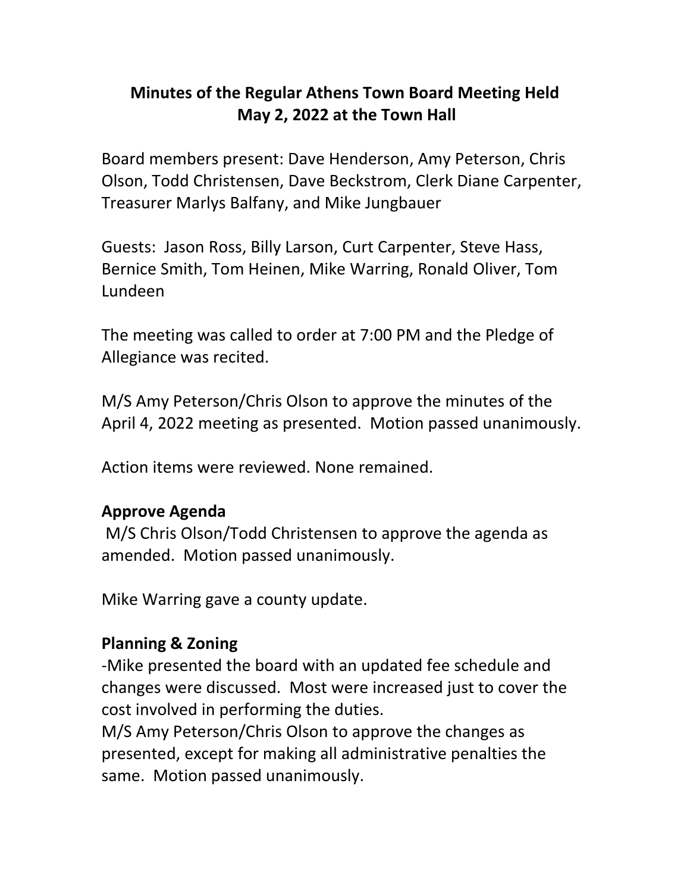# Minutes of the Regular Athens Town Board Meeting Held May 2, 2022 at the Town Hall

Board members present: Dave Henderson, Amy Peterson, Chris Olson, Todd Christensen, Dave Beckstrom, Clerk Diane Carpenter, Treasurer Marlys Balfany, and Mike Jungbauer

Guests: Jason Ross, Billy Larson, Curt Carpenter, Steve Hass, Bernice Smith, Tom Heinen, Mike Warring, Ronald Oliver, Tom Lundeen

The meeting was called to order at 7:00 PM and the Pledge of Allegiance was recited.

M/S Amy Peterson/Chris Olson to approve the minutes of the April 4, 2022 meeting as presented. Motion passed unanimously.

Action items were reviewed. None remained.

## Approve Agenda

M/S Chris Olson/Todd Christensen to approve the agenda as amended. Motion passed unanimously.

Mike Warring gave a county update.

## Planning & Zoning

-Mike presented the board with an updated fee schedule and changes were discussed. Most were increased just to cover the cost involved in performing the duties.

M/S Amy Peterson/Chris Olson to approve the changes as presented, except for making all administrative penalties the same. Motion passed unanimously.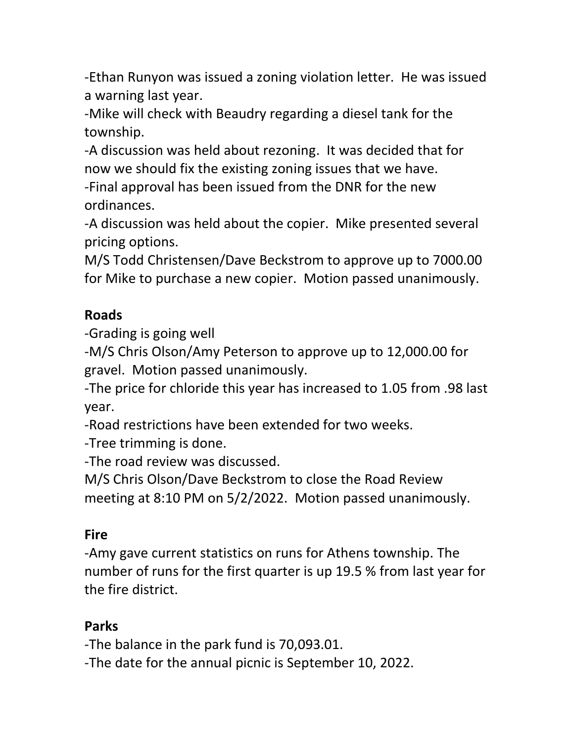-Ethan Runyon was issued a zoning violation letter. He was issued a warning last year.

-Mike will check with Beaudry regarding a diesel tank for the township.

-A discussion was held about rezoning. It was decided that for now we should fix the existing zoning issues that we have.

-Final approval has been issued from the DNR for the new ordinances.

-A discussion was held about the copier. Mike presented several pricing options.

M/S Todd Christensen/Dave Beckstrom to approve up to 7000.00 for Mike to purchase a new copier. Motion passed unanimously.

**Roads**

-Grading is going well

-M/S Chris Olson/Amy Peterson to approve up to 12,000.00 for gravel. Motion passed unanimously.

-The price for chloride this year has increased to 1.05 from .98 last year.

-Road restrictions have been extended for two weeks.

-Tree trimming is done.

-The road review was discussed.

M/S Chris Olson/Dave Beckstrom to close the Road Review meeting at 8:10 PM on 5/2/2022. Motion passed unanimously.

**Fire**

-Amy gave current statistics on runs for Athens township. The number of runs for the first quarter is up 19.5 % from last year for the fire district.

**Parks**

-The balance in the park fund is 70,093.01.

-The date for the annual picnic is September 10, 2022.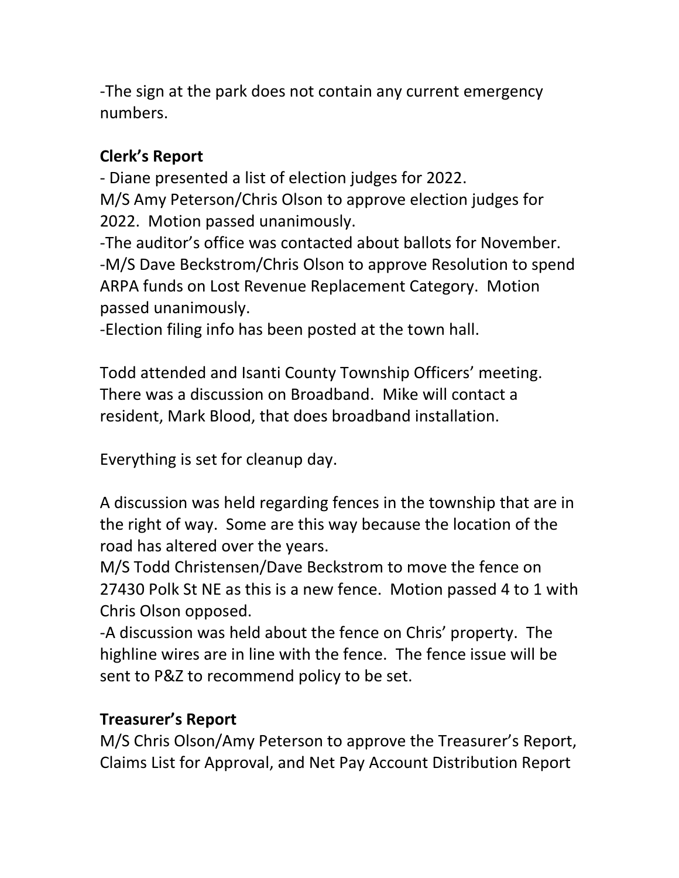-The sign at the park does not contain any current emergency numbers.

**Clerk's Report**

- Diane presented a list of election judges for 2022.

M/S Amy Peterson/Chris Olson to approve election judges for 2022. Motion passed unanimously.

-The auditor's office was contacted about ballots for November.

-M/S Dave Beckstrom/Chris Olson to approve Resolution to spend ARPA funds on Lost Revenue Replacement Category. Motion passed unanimously.

-Election filing info has been posted at the town hall.

Todd attended and Isanti County Township Officers' meeting. There was a discussion on Broadband. Mike will contact a resident, Mark Blood, that does broadband installation.

Everything is set for cleanup day.

A discussion was held regarding fences in the township that are in the right of way. Some are this way because the location of the road has altered over the years.

M/S Todd Christensen/Dave Beckstrom to move the fence on 27430 Polk St NE as this is a new fence. Motion passed 4 to 1 with Chris Olson opposed.

-A discussion was held about the fence on Chris' property. The highline wires are in line with the fence. The fence issue will be sent to P&Z to recommend policy to be set.

**Treasurer's Report**

M/S Chris Olson/Amy Peterson to approve the Treasurer's Report, Claims List for Approval, and Net Pay Account Distribution Report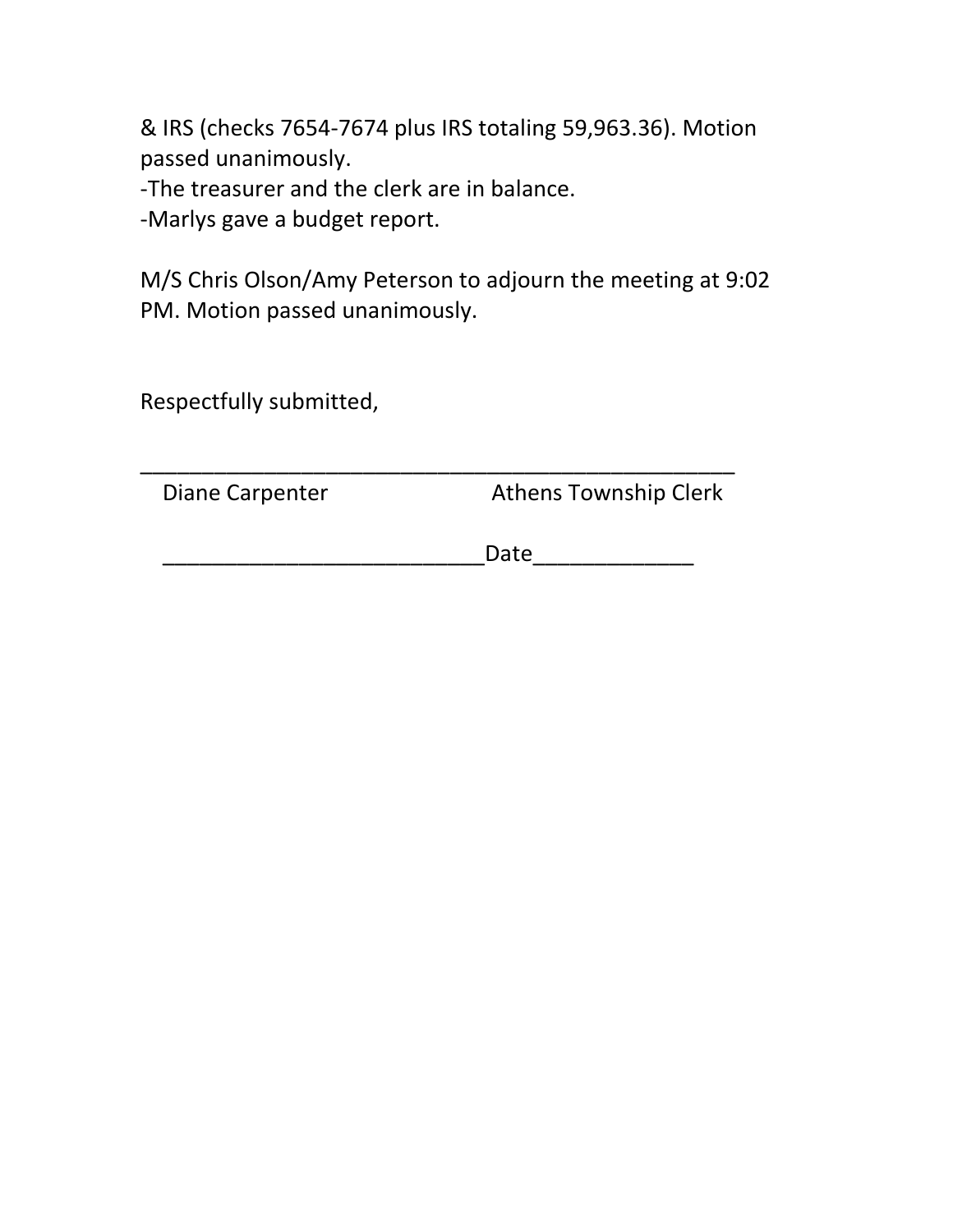& IRS (checks 7654-7674 plus IRS totaling 59,963.36). Motion passed unanimously.
-The treasurer and the clerk are in balance.
-Marlys gave a budget report.

M/S Chris Olson/Amy Peterson to adjourn the meeting at 9:02 PM. Motion passed unanimously.

Respectfully submitted,

_______________________________________________

Diane Carpenter Athens Township Clerk

__________________________Date_____________